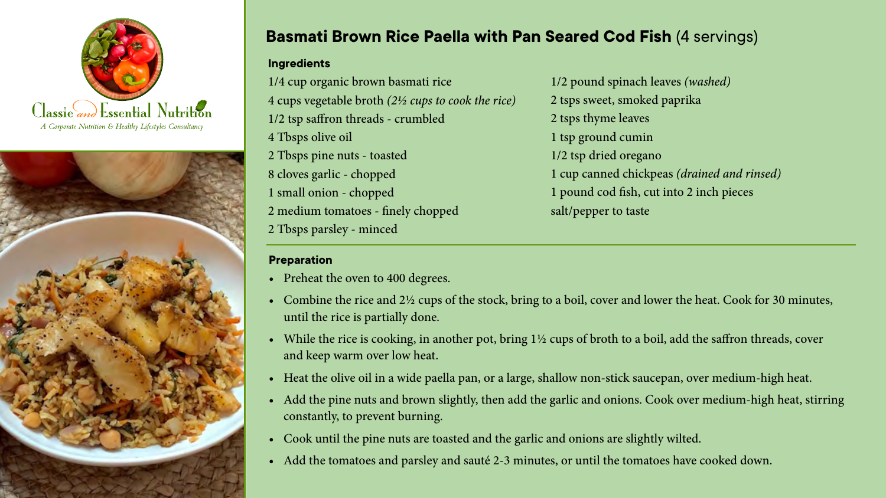Classic and Essential Nutrition

*A Corporate Nutrition & Healthy Lifestyles Consultancy*

## **Basmati Brown Rice Paella with Pan Seared Cod Fish** (4 servings)

### Ingredients

1/4 cup organic brown basmati rice
4 cups vegetable broth *(2½ cups to cook the rice)*
1/2 tsp saffron threads - crumbled
4 Tbsps olive oil
2 Tbsps pine nuts - toasted
8 cloves garlic - chopped
1 small onion - chopped
2 medium tomatoes - finely chopped
2 Tbsps parsley - minced
1/2 pound spinach leaves *(washed)*
2 tsps sweet, smoked paprika
2 tsps thyme leaves
1 tsp ground cumin
1/2 tsp dried oregano
1 cup canned chickpeas *(drained and rinsed)*
1 pound cod fish, cut into 2 inch pieces
salt/pepper to taste

### Preparation

- Preheat the oven to 400 degrees.
- Combine the rice and 2½ cups of the stock, bring to a boil, cover and lower the heat. Cook for 30 minutes, until the rice is partially done.
- While the rice is cooking, in another pot, bring 1½ cups of broth to a boil, add the saffron threads, cover and keep warm over low heat.
- Heat the olive oil in a wide paella pan, or a large, shallow non-stick saucepan, over medium-high heat.
- Add the pine nuts and brown slightly, then add the garlic and onions. Cook over medium-high heat, stirring constantly, to prevent burning.
- Cook until the pine nuts are toasted and the garlic and onions are slightly wilted.
- Add the tomatoes and parsley and sauté 2-3 minutes, or until the tomatoes have cooked down.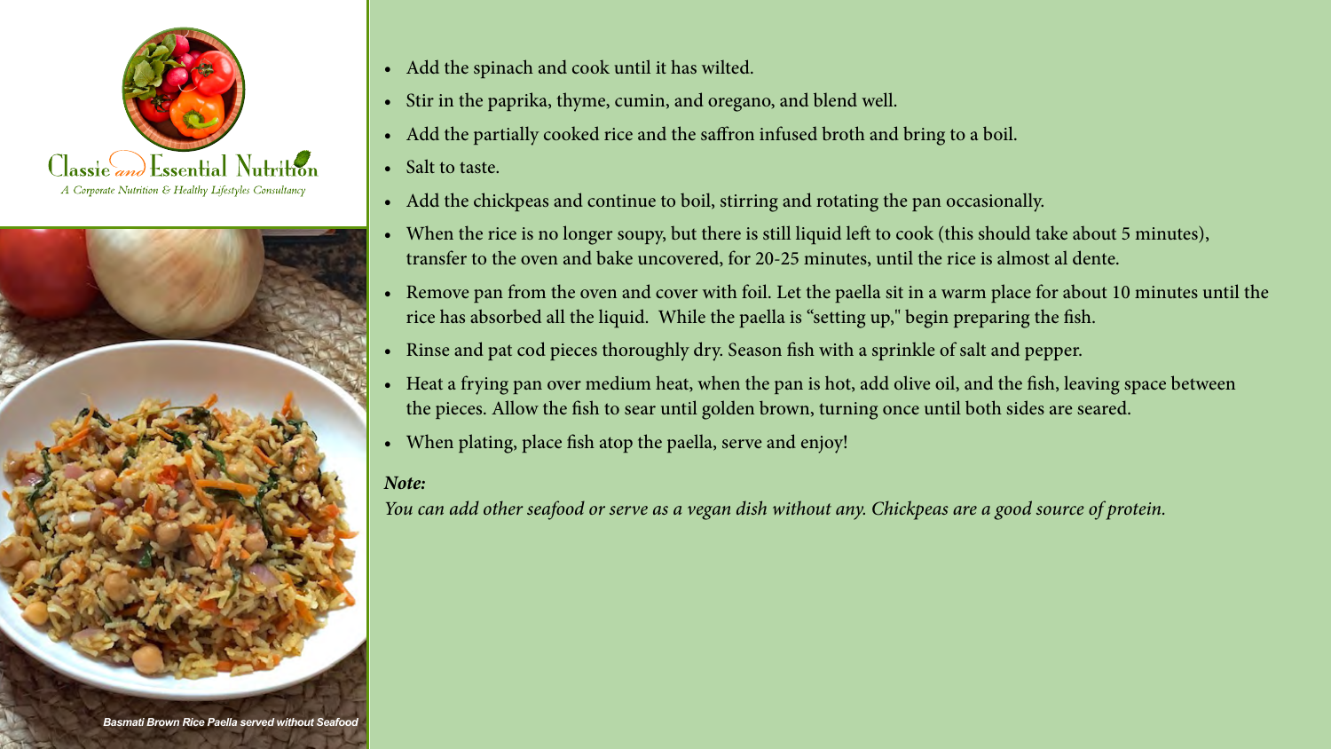Classie and Essential Nutrition

*A Corporate Nutrition & Healthy Lifestyles Consultancy*

- Add the spinach and cook until it has wilted.
- Stir in the paprika, thyme, cumin, and oregano, and blend well.
- Add the partially cooked rice and the saffron infused broth and bring to a boil.
- Salt to taste.
- Add the chickpeas and continue to boil, stirring and rotating the pan occasionally.
- When the rice is no longer soupy, but there is still liquid left to cook (this should take about 5 minutes), transfer to the oven and bake uncovered, for 20-25 minutes, until the rice is almost al dente.
- Remove pan from the oven and cover with foil. Let the paella sit in a warm place for about 10 minutes until the rice has absorbed all the liquid. While the paella is "setting up," begin preparing the fish.
- Rinse and pat cod pieces thoroughly dry. Season fish with a sprinkle of salt and pepper.
- Heat a frying pan over medium heat, when the pan is hot, add olive oil, and the fish, leaving space between the pieces. Allow the fish to sear until golden brown, turning once until both sides are seared.
- When plating, place fish atop the paella, serve and enjoy!

***Note:***

*You can add other seafood or serve as a vegan dish without any. Chickpeas are a good source of protein.*

***Basmati Brown Rice Paella served without Seafood***